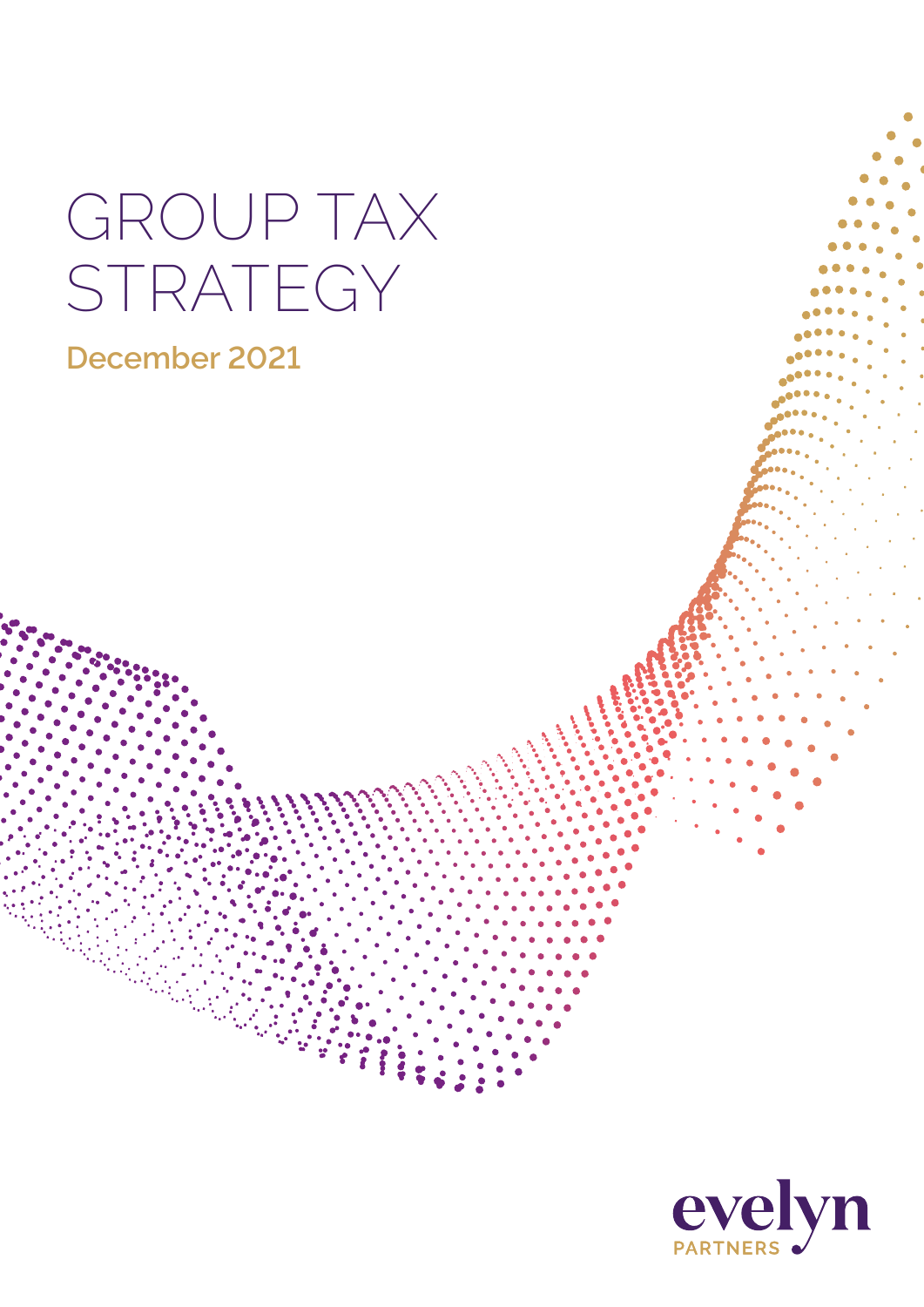# GROUP TAX STRATEGY

**December 2021**

evelyn PARTNERS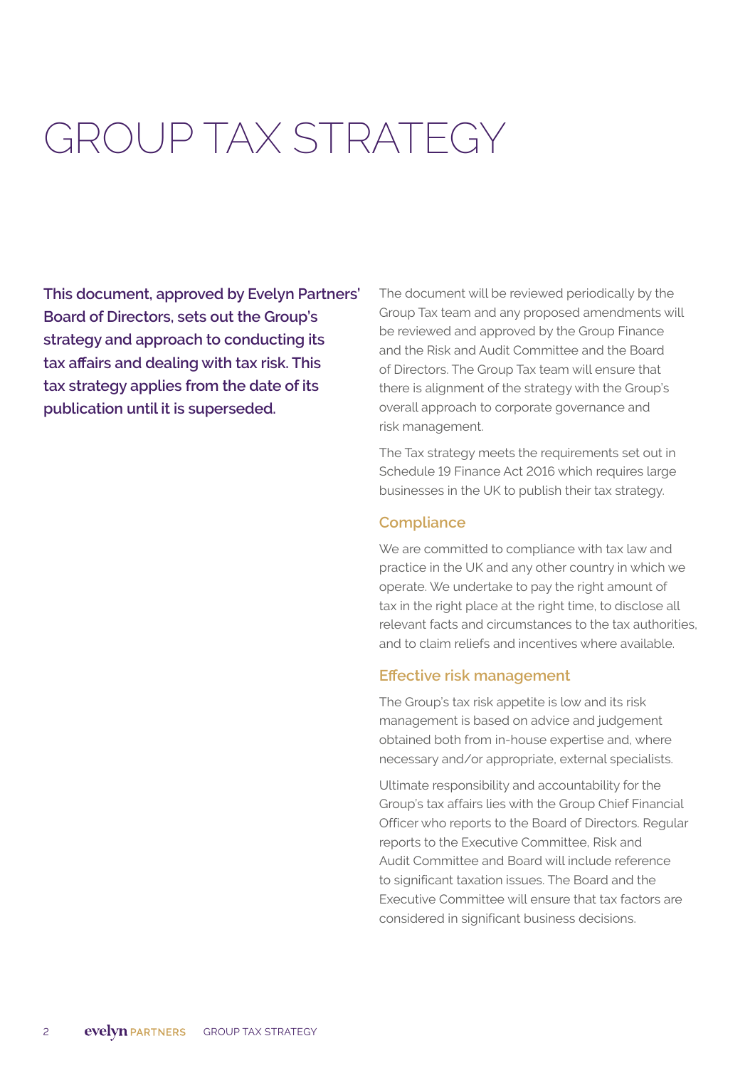# GROUP TAX STRATEGY

**This document, approved by Evelyn Partners' Board of Directors, sets out the Group's strategy and approach to conducting its tax affairs and dealing with tax risk. This tax strategy applies from the date of its publication until it is superseded.**

The document will be reviewed periodically by the Group Tax team and any proposed amendments will be reviewed and approved by the Group Finance and the Risk and Audit Committee and the Board of Directors. The Group Tax team will ensure that there is alignment of the strategy with the Group's overall approach to corporate governance and risk management.

The Tax strategy meets the requirements set out in Schedule 19 Finance Act 2016 which requires large businesses in the UK to publish their tax strategy.

## Compliance

We are committed to compliance with tax law and practice in the UK and any other country in which we operate. We undertake to pay the right amount of tax in the right place at the right time, to disclose all relevant facts and circumstances to the tax authorities, and to claim reliefs and incentives where available.

## Effective risk management

The Group's tax risk appetite is low and its risk management is based on advice and judgement obtained both from in-house expertise and, where necessary and/or appropriate, external specialists.

Ultimate responsibility and accountability for the Group's tax affairs lies with the Group Chief Financial Officer who reports to the Board of Directors. Regular reports to the Executive Committee, Risk and Audit Committee and Board will include reference to significant taxation issues. The Board and the Executive Committee will ensure that tax factors are considered in significant business decisions.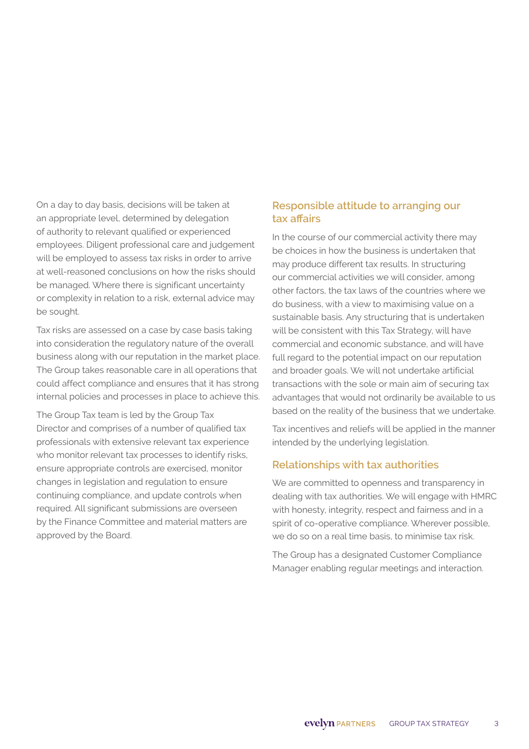On a day to day basis, decisions will be taken at an appropriate level, determined by delegation of authority to relevant qualified or experienced employees. Diligent professional care and judgement will be employed to assess tax risks in order to arrive at well-reasoned conclusions on how the risks should be managed. Where there is significant uncertainty or complexity in relation to a risk, external advice may be sought.

Tax risks are assessed on a case by case basis taking into consideration the regulatory nature of the overall business along with our reputation in the market place. The Group takes reasonable care in all operations that could affect compliance and ensures that it has strong internal policies and processes in place to achieve this.

The Group Tax team is led by the Group Tax Director and comprises of a number of qualified tax professionals with extensive relevant tax experience who monitor relevant tax processes to identify risks, ensure appropriate controls are exercised, monitor changes in legislation and regulation to ensure continuing compliance, and update controls when required. All significant submissions are overseen by the Finance Committee and material matters are approved by the Board.

## Responsible attitude to arranging our tax affairs

In the course of our commercial activity there may be choices in how the business is undertaken that may produce different tax results. In structuring our commercial activities we will consider, among other factors, the tax laws of the countries where we do business, with a view to maximising value on a sustainable basis. Any structuring that is undertaken will be consistent with this Tax Strategy, will have commercial and economic substance, and will have full regard to the potential impact on our reputation and broader goals. We will not undertake artificial transactions with the sole or main aim of securing tax advantages that would not ordinarily be available to us based on the reality of the business that we undertake.

Tax incentives and reliefs will be applied in the manner intended by the underlying legislation.

## Relationships with tax authorities

We are committed to openness and transparency in dealing with tax authorities. We will engage with HMRC with honesty, integrity, respect and fairness and in a spirit of co-operative compliance. Wherever possible, we do so on a real time basis, to minimise tax risk.

The Group has a designated Customer Compliance Manager enabling regular meetings and interaction.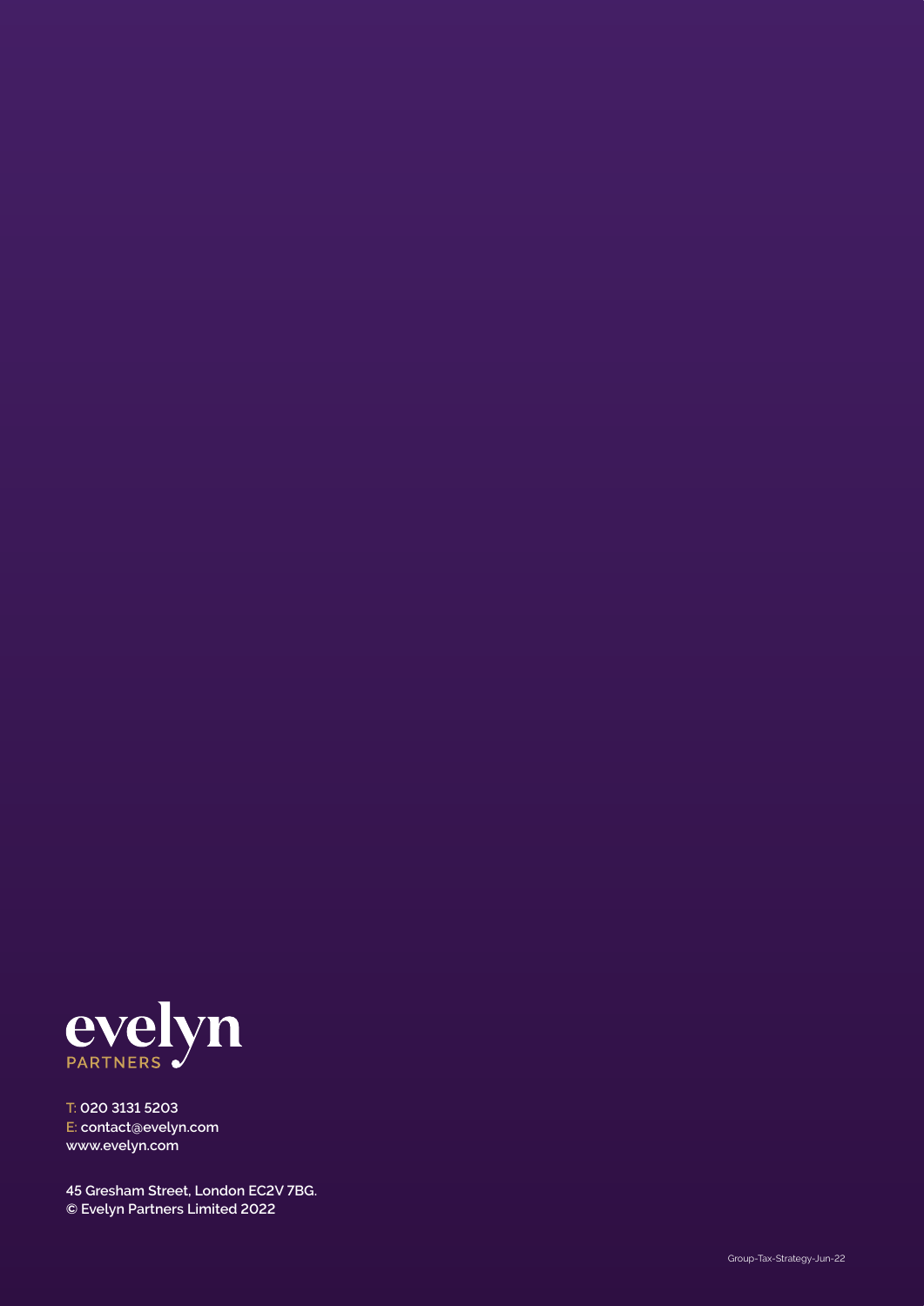evelyn
PARTNERS

T: 020 3131 5203
E: contact@evelyn.com
www.evelyn.com

45 Gresham Street, London EC2V 7BG.
© Evelyn Partners Limited 2022

Group-Tax-Strategy-Jun-22